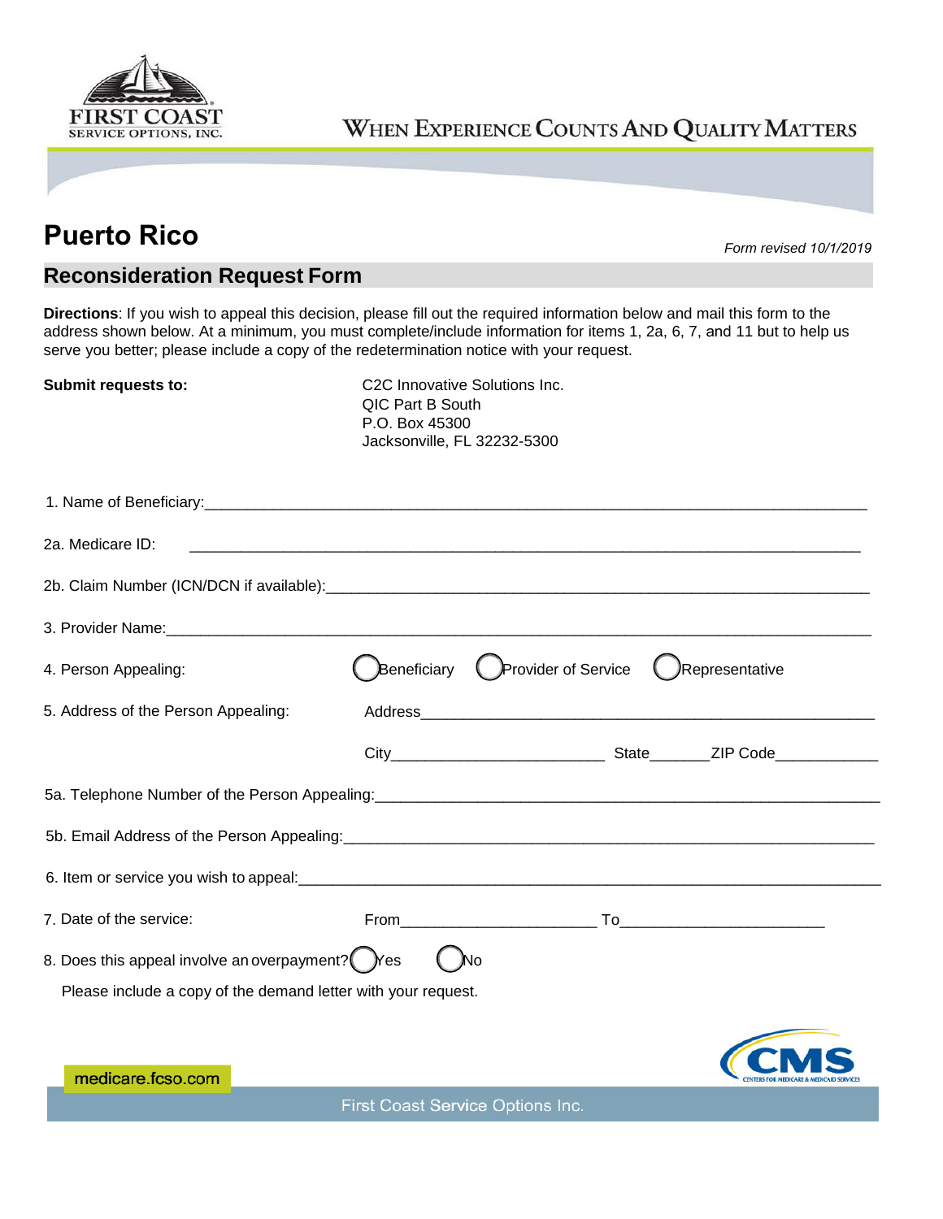WHEN EXPERIENCE COUNTS AND QUALITY MATTERS

# Puerto Rico

*Form revised 10/1/2019*

## Reconsideration Request Form

**Directions**: If you wish to appeal this decision, please fill out the required information below and mail this form to the address shown below. At a minimum, you must complete/include information for items 1, 2a, 6, 7, and 11 but to help us serve you better; please include a copy of the redetermination notice with your request.

**Submit requests to:**

C2C Innovative Solutions Inc.
QIC Part B South
P.O. Box 45300
Jacksonville, FL 32232-5300

1. Name of Beneficiary:______________________________________________________________________

2a. Medicare ID: ______________________________________________________________________

2b. Claim Number (ICN/DCN if available):______________________________________________________

3. Provider Name:______________________________________________________________________

4. Person Appealing: ◯ Beneficiary ◯ Provider of Service ◯ Representative

5. Address of the Person Appealing: Address_____________________________________________

City________________________ State_______ZIP Code____________

5a. Telephone Number of the Person Appealing:_____________________________________________

5b. Email Address of the Person Appealing:_______________________________________________

6. Item or service you wish to appeal:___________________________________________________

7. Date of the service: From______________________ To______________________

8. Does this appeal involve an overpayment? ◯ Yes ◯ No

Please include a copy of the demand letter with your request.

medicare.fcso.com

First Coast Service Options Inc.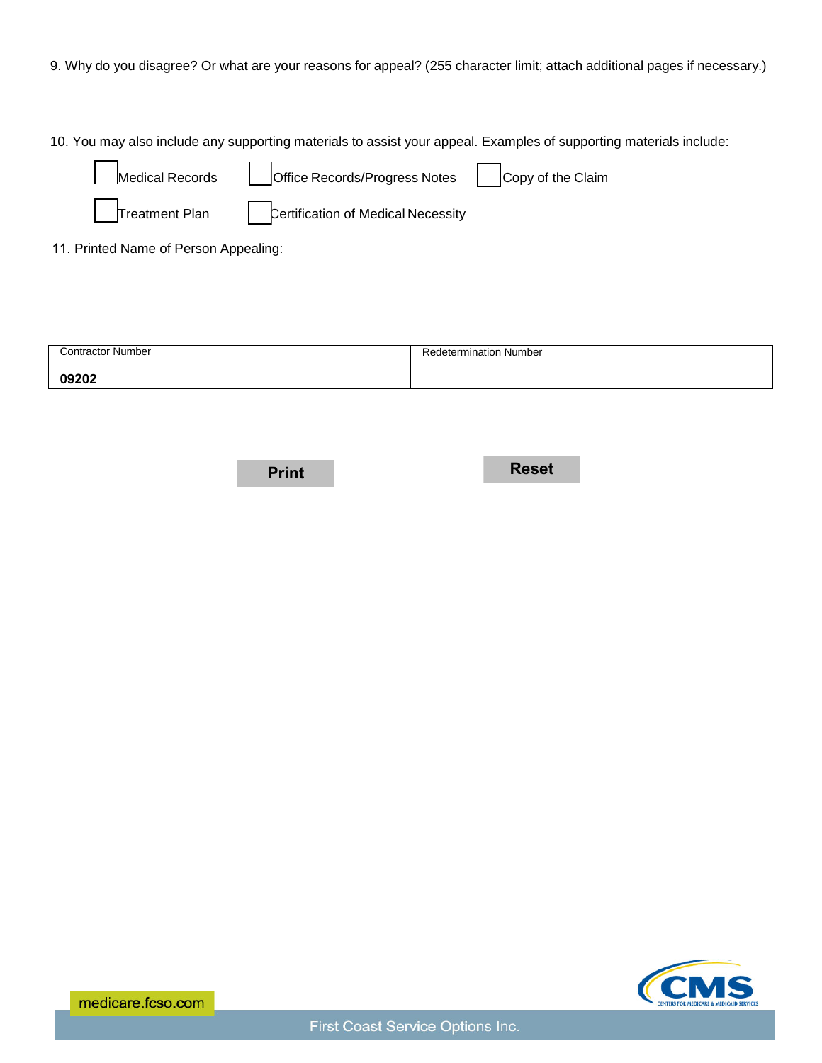9. Why do you disagree? Or what are your reasons for appeal? (255 character limit; attach additional pages if necessary.)

10. You may also include any supporting materials to assist your appeal. Examples of supporting materials include:

- [ ] Medical Records
- [ ] Office Records/Progress Notes
- [ ] Copy of the Claim
- [ ] Treatment Plan
- [ ] Certification of Medical Necessity

11. Printed Name of Person Appealing:

| Contractor Number | Redetermination Number |
|---|---|
| **09202** | |

Print

Reset

medicare.fcso.com

First Coast Service Options Inc.